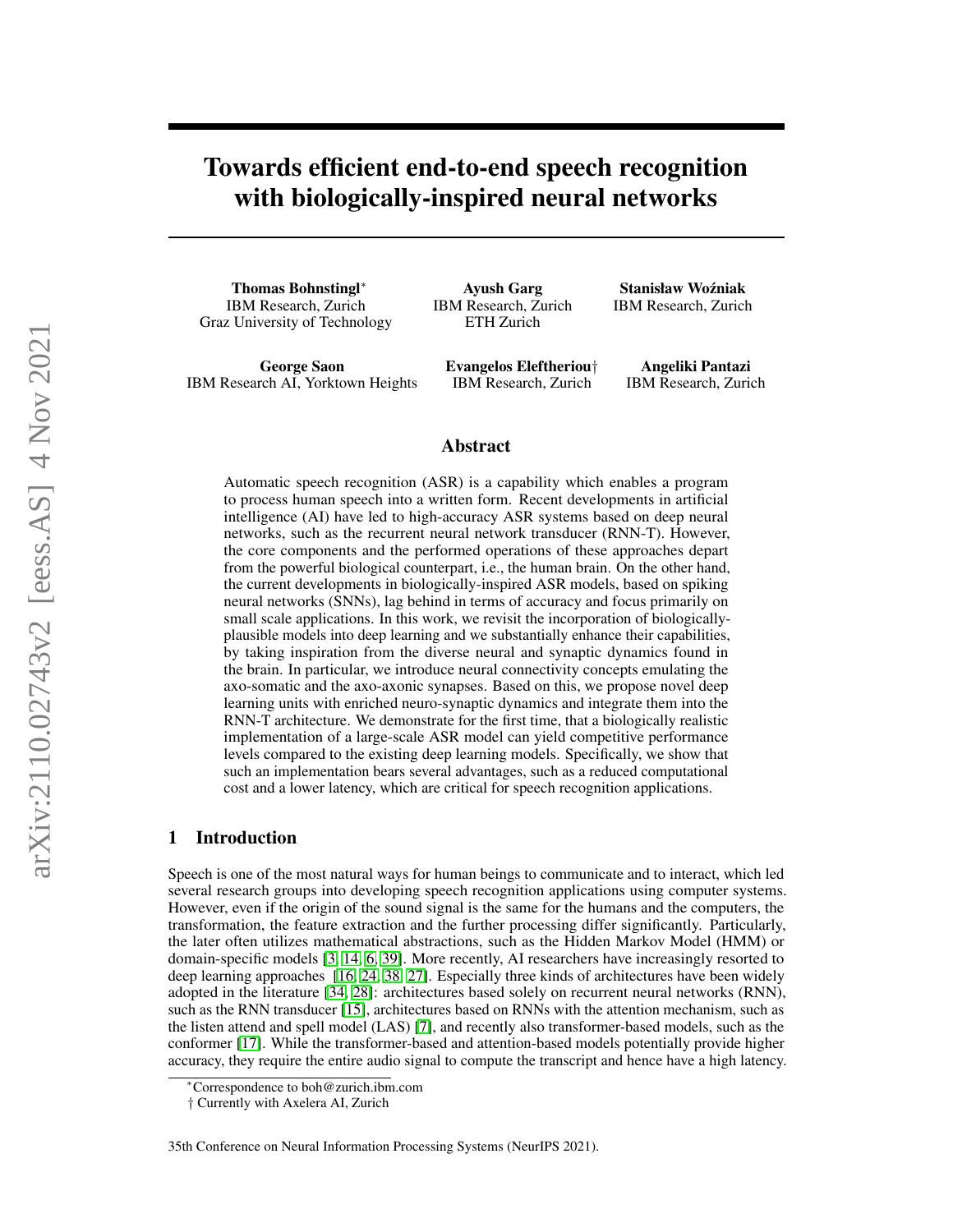# Towards efficient end-to-end speech recognition with biologically-inspired neural networks

**Thomas Bohnstingl***
IBM Research, Zurich
Graz University of Technology

**Ayush Garg**
IBM Research, Zurich
ETH Zurich

**Stanisław Woźniak**
IBM Research, Zurich

**George Saon**
IBM Research AI, Yorktown Heights

**Evangelos Eleftheriou†**
IBM Research, Zurich

**Angeliki Pantazi**
IBM Research, Zurich

## Abstract

Automatic speech recognition (ASR) is a capability which enables a program to process human speech into a written form. Recent developments in artificial intelligence (AI) have led to high-accuracy ASR systems based on deep neural networks, such as the recurrent neural network transducer (RNN-T). However, the core components and the performed operations of these approaches depart from the powerful biological counterpart, i.e., the human brain. On the other hand, the current developments in biologically-inspired ASR models, based on spiking neural networks (SNNs), lag behind in terms of accuracy and focus primarily on small scale applications. In this work, we revisit the incorporation of biologically-plausible models into deep learning and we substantially enhance their capabilities, by taking inspiration from the diverse neural and synaptic dynamics found in the brain. In particular, we introduce neural connectivity concepts emulating the axo-somatic and the axo-axonic synapses. Based on this, we propose novel deep learning units with enriched neuro-synaptic dynamics and integrate them into the RNN-T architecture. We demonstrate for the first time, that a biologically realistic implementation of a large-scale ASR model can yield competitive performance levels compared to the existing deep learning models. Specifically, we show that such an implementation bears several advantages, such as a reduced computational cost and a lower latency, which are critical for speech recognition applications.

## 1 Introduction

Speech is one of the most natural ways for human beings to communicate and to interact, which led several research groups into developing speech recognition applications using computer systems. However, even if the origin of the sound signal is the same for the humans and the computers, the transformation, the feature extraction and the further processing differ significantly. Particularly, the later often utilizes mathematical abstractions, such as the Hidden Markov Model (HMM) or domain-specific models [3, 14, 6, 39]. More recently, AI researchers have increasingly resorted to deep learning approaches [16, 24, 38, 27]. Especially three kinds of architectures have been widely adopted in the literature [34, 28]: architectures based solely on recurrent neural networks (RNN), such as the RNN transducer [15], architectures based on RNNs with the attention mechanism, such as the listen attend and spell model (LAS) [7], and recently also transformer-based models, such as the conformer [17]. While the transformer-based and attention-based models potentially provide higher accuracy, they require the entire audio signal to compute the transcript and hence have a high latency.

*Correspondence to boh@zurich.ibm.com

† Currently with Axelera AI, Zurich

35th Conference on Neural Information Processing Systems (NeurIPS 2021).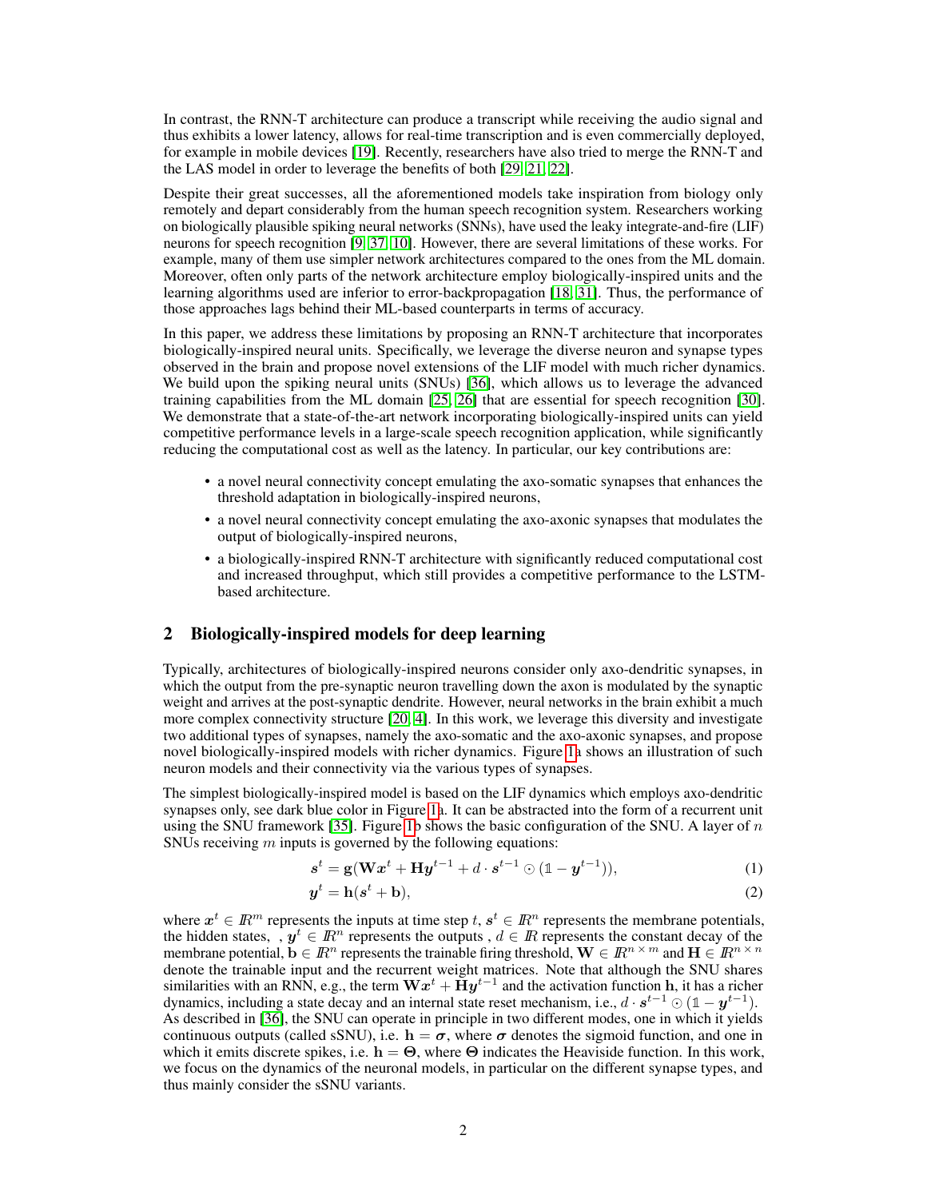In contrast, the RNN-T architecture can produce a transcript while receiving the audio signal and thus exhibits a lower latency, allows for real-time transcription and is even commercially deployed, for example in mobile devices [19]. Recently, researchers have also tried to merge the RNN-T and the LAS model in order to leverage the benefits of both [29, 21, 22].

Despite their great successes, all the aforementioned models take inspiration from biology only remotely and depart considerably from the human speech recognition system. Researchers working on biologically plausible spiking neural networks (SNNs), have used the leaky integrate-and-fire (LIF) neurons for speech recognition [9, 37, 10]. However, there are several limitations of these works. For example, many of them use simpler network architectures compared to the ones from the ML domain. Moreover, often only parts of the network architecture employ biologically-inspired units and the learning algorithms used are inferior to error-backpropagation [18, 31]. Thus, the performance of those approaches lags behind their ML-based counterparts in terms of accuracy.

In this paper, we address these limitations by proposing an RNN-T architecture that incorporates biologically-inspired neural units. Specifically, we leverage the diverse neuron and synapse types observed in the brain and propose novel extensions of the LIF model with much richer dynamics. We build upon the spiking neural units (SNUs) [36], which allows us to leverage the advanced training capabilities from the ML domain [25, 26] that are essential for speech recognition [30]. We demonstrate that a state-of-the-art network incorporating biologically-inspired units can yield competitive performance levels in a large-scale speech recognition application, while significantly reducing the computational cost as well as the latency. In particular, our key contributions are:

- a novel neural connectivity concept emulating the axo-somatic synapses that enhances the threshold adaptation in biologically-inspired neurons,
- a novel neural connectivity concept emulating the axo-axonic synapses that modulates the output of biologically-inspired neurons,
- a biologically-inspired RNN-T architecture with significantly reduced computational cost and increased throughput, which still provides a competitive performance to the LSTM-based architecture.

## 2 Biologically-inspired models for deep learning

Typically, architectures of biologically-inspired neurons consider only axo-dendritic synapses, in which the output from the pre-synaptic neuron travelling down the axon is modulated by the synaptic weight and arrives at the post-synaptic dendrite. However, neural networks in the brain exhibit a much more complex connectivity structure [20, 4]. In this work, we leverage this diversity and investigate two additional types of synapses, namely the axo-somatic and the axo-axonic synapses, and propose novel biologically-inspired models with richer dynamics. Figure 1a shows an illustration of such neuron models and their connectivity via the various types of synapses.

The simplest biologically-inspired model is based on the LIF dynamics which employs axo-dendritic synapses only, see dark blue color in Figure 1a. It can be abstracted into the form of a recurrent unit using the SNU framework [35]. Figure 1b shows the basic configuration of the SNU. A layer of $n$ SNUs receiving $m$ inputs is governed by the following equations:

$$\boldsymbol{s}^t = \mathbf{g}(\mathbf{W}\boldsymbol{x}^t + \mathbf{H}\boldsymbol{y}^{t-1} + d \cdot \boldsymbol{s}^{t-1} \odot (\mathbb{1} - \boldsymbol{y}^{t-1})), \tag{1}$$

$$\boldsymbol{y}^t = \mathbf{h}(\boldsymbol{s}^t + \mathbf{b}), \tag{2}$$

where $\boldsymbol{x}^t \in I\!R^m$ represents the inputs at time step $t$, $\boldsymbol{s}^t \in I\!R^n$ represents the membrane potentials, the hidden states, , $\boldsymbol{y}^t \in I\!R^n$ represents the outputs , $d \in I\!R$ represents the constant decay of the membrane potential, $\mathbf{b} \in I\!R^n$ represents the trainable firing threshold, $\mathbf{W} \in I\!R^{n \times m}$ and $\mathbf{H} \in I\!R^{n \times n}$ denote the trainable input and the recurrent weight matrices. Note that although the SNU shares similarities with an RNN, e.g., the term $\mathbf{W}\boldsymbol{x}^t + \mathbf{H}\boldsymbol{y}^{t-1}$ and the activation function $\mathbf{h}$, it has a richer dynamics, including a state decay and an internal state reset mechanism, i.e., $d \cdot \boldsymbol{s}^{t-1} \odot (\mathbb{1} - \boldsymbol{y}^{t-1})$. As described in [36], the SNU can operate in principle in two different modes, one in which it yields continuous outputs (called sSNU), i.e. $\mathbf{h} = \boldsymbol{\sigma}$, where $\boldsymbol{\sigma}$ denotes the sigmoid function, and one in which it emits discrete spikes, i.e. $\mathbf{h} = \boldsymbol{\Theta}$, where $\boldsymbol{\Theta}$ indicates the Heaviside function. In this work, we focus on the dynamics of the neuronal models, in particular on the different synapse types, and thus mainly consider the sSNU variants.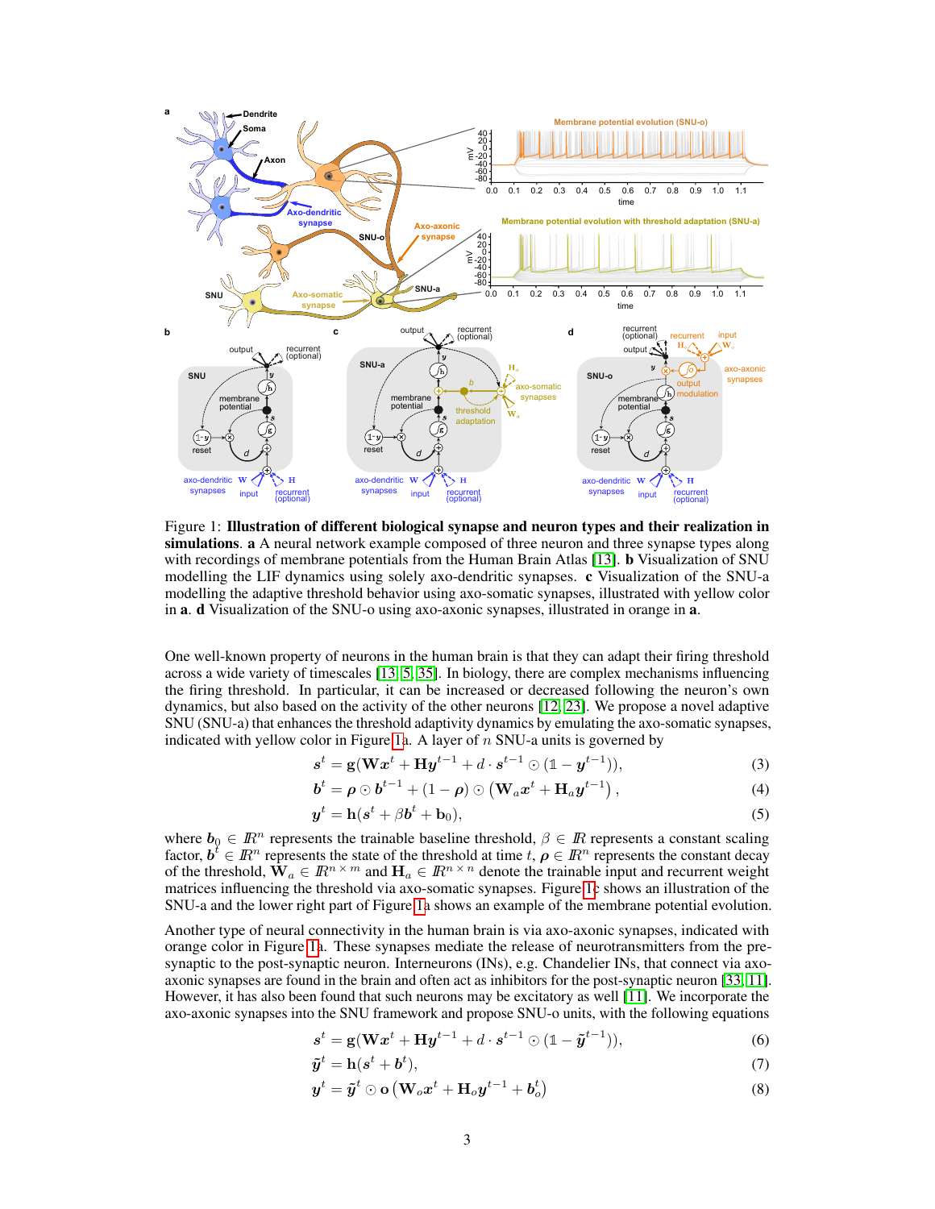Figure 1: **Illustration of different biological synapse and neuron types and their realization in simulations**. **a** A neural network example composed of three neuron and three synapse types along with recordings of membrane potentials from the Human Brain Atlas [13]. **b** Visualization of SNU modelling the LIF dynamics using solely axo-dendritic synapses. **c** Visualization of the SNU-a modelling the adaptive threshold behavior using axo-somatic synapses, illustrated with yellow color in **a**. **d** Visualization of the SNU-o using axo-axonic synapses, illustrated in orange in **a**.

One well-known property of neurons in the human brain is that they can adapt their firing threshold across a wide variety of timescales [13, 5, 35]. In biology, there are complex mechanisms influencing the firing threshold. In particular, it can be increased or decreased following the neuron's own dynamics, but also based on the activity of the other neurons [12, 23]. We propose a novel adaptive SNU (SNU-a) that enhances the threshold adaptivity dynamics by emulating the axo-somatic synapses, indicated with yellow color in Figure 1a. A layer of $n$ SNU-a units is governed by

$$\boldsymbol{s}^t = \mathbf{g}(\mathbf{W}\boldsymbol{x}^t + \mathbf{H}\boldsymbol{y}^{t-1} + d \cdot \boldsymbol{s}^{t-1} \odot (\mathbb{1} - \boldsymbol{y}^{t-1})), \tag{3}$$

$$\boldsymbol{b}^t = \boldsymbol{\rho} \odot \boldsymbol{b}^{t-1} + (1 - \boldsymbol{\rho}) \odot \left(\mathbf{W}_a\boldsymbol{x}^t + \mathbf{H}_a\boldsymbol{y}^{t-1}\right), \tag{4}$$

$$\boldsymbol{y}^t = \mathbf{h}(\boldsymbol{s}^t + \beta\boldsymbol{b}^t + \mathbf{b}_0), \tag{5}$$

where $\boldsymbol{b}_0 \in \mathbb{R}^n$ represents the trainable baseline threshold, $\beta \in \mathbb{R}$ represents a constant scaling factor, $\boldsymbol{b}^t \in \mathbb{R}^n$ represents the state of the threshold at time $t$, $\boldsymbol{\rho} \in \mathbb{R}^n$ represents the constant decay of the threshold, $\mathbf{W}_a \in \mathbb{R}^{n \times m}$ and $\mathbf{H}_a \in \mathbb{R}^{n \times n}$ denote the trainable input and recurrent weight matrices influencing the threshold via axo-somatic synapses. Figure 1c shows an illustration of the SNU-a and the lower right part of Figure 1a shows an example of the membrane potential evolution.

Another type of neural connectivity in the human brain is via axo-axonic synapses, indicated with orange color in Figure 1a. These synapses mediate the release of neurotransmitters from the pre-synaptic to the post-synaptic neuron. Interneurons (INs), e.g. Chandelier INs, that connect via axo-axonic synapses are found in the brain and often act as inhibitors for the post-synaptic neuron [33, 11]. However, it has also been found that such neurons may be excitatory as well [11]. We incorporate the axo-axonic synapses into the SNU framework and propose SNU-o units, with the following equations

$$\boldsymbol{s}^t = \mathbf{g}(\mathbf{W}\boldsymbol{x}^t + \mathbf{H}\boldsymbol{y}^{t-1} + d \cdot \boldsymbol{s}^{t-1} \odot (\mathbb{1} - \tilde{\boldsymbol{y}}^{t-1})), \tag{6}$$

$$\tilde{\boldsymbol{y}}^t = \mathbf{h}(\boldsymbol{s}^t + \boldsymbol{b}^t), \tag{7}$$

$$\boldsymbol{y}^t = \tilde{\boldsymbol{y}}^t \odot \mathbf{o}\left(\mathbf{W}_o\boldsymbol{x}^t + \mathbf{H}_o\boldsymbol{y}^{t-1} + \boldsymbol{b}_o^t\right) \tag{8}$$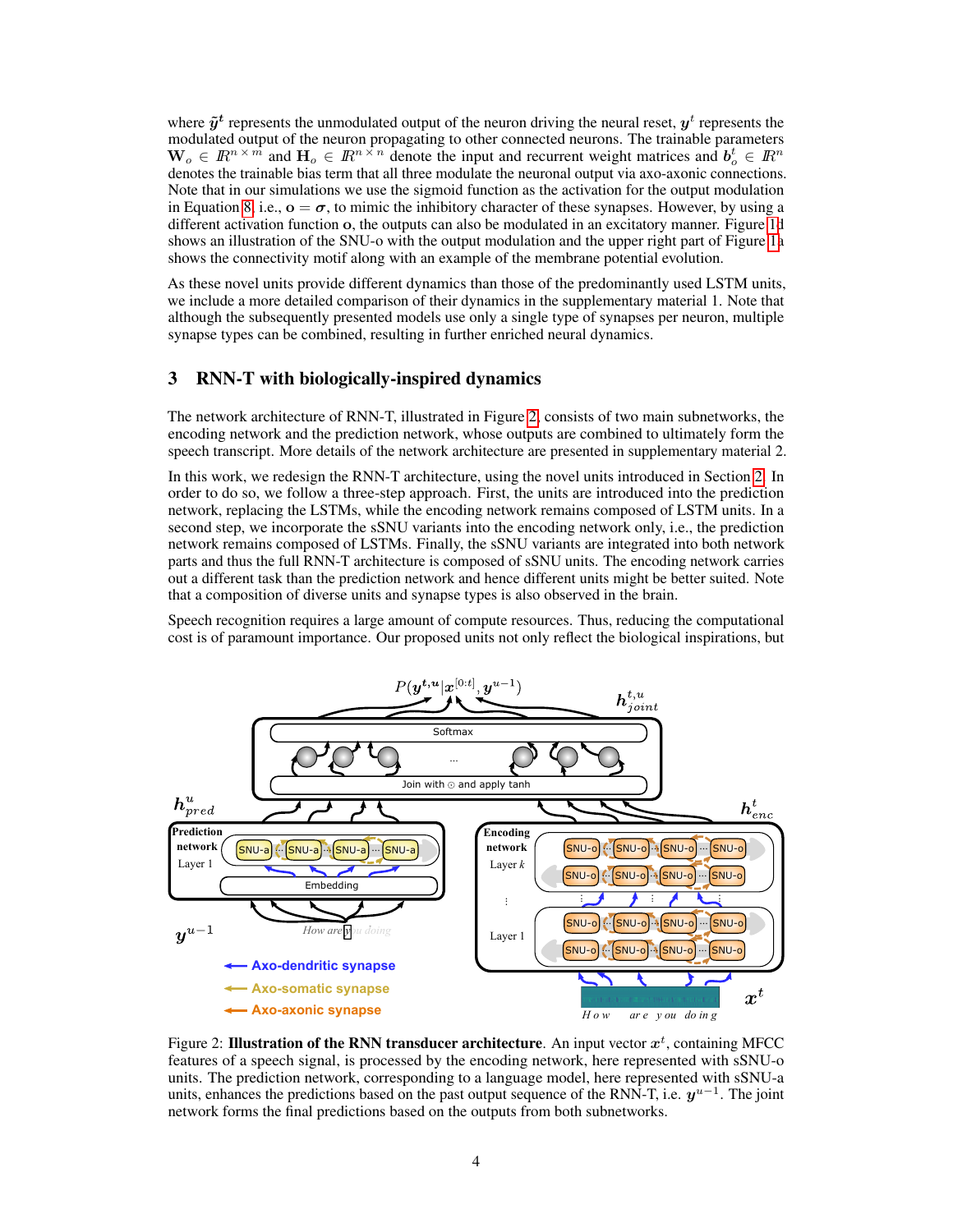where $\tilde{\boldsymbol{y}}^t$ represents the unmodulated output of the neuron driving the neural reset, $\boldsymbol{y}^t$ represents the modulated output of the neuron propagating to other connected neurons. The trainable parameters $\mathbf{W}_o \in \mathbb{R}^{n \times m}$ and $\mathbf{H}_o \in \mathbb{R}^{n \times n}$ denote the input and recurrent weight matrices and $\boldsymbol{b}_o^t \in \mathbb{R}^n$ denotes the trainable bias term that all three modulate the neuronal output via axo-axonic connections. Note that in our simulations we use the sigmoid function as the activation for the output modulation in Equation 8, i.e., $\mathbf{o} = \boldsymbol{\sigma}$, to mimic the inhibitory character of these synapses. However, by using a different activation function $\mathbf{o}$, the outputs can also be modulated in an excitatory manner. Figure 1d shows an illustration of the SNU-o with the output modulation and the upper right part of Figure 1a shows the connectivity motif along with an example of the membrane potential evolution.

As these novel units provide different dynamics than those of the predominantly used LSTM units, we include a more detailed comparison of their dynamics in the supplementary material 1. Note that although the subsequently presented models use only a single type of synapses per neuron, multiple synapse types can be combined, resulting in further enriched neural dynamics.

## 3 RNN-T with biologically-inspired dynamics

The network architecture of RNN-T, illustrated in Figure 2, consists of two main subnetworks, the encoding network and the prediction network, whose outputs are combined to ultimately form the speech transcript. More details of the network architecture are presented in supplementary material 2.

In this work, we redesign the RNN-T architecture, using the novel units introduced in Section 2. In order to do so, we follow a three-step approach. First, the units are introduced into the prediction network, replacing the LSTMs, while the encoding network remains composed of LSTM units. In a second step, we incorporate the sSNU variants into the encoding network only, i.e., the prediction network remains composed of LSTMs. Finally, the sSNU variants are integrated into both network parts and thus the full RNN-T architecture is composed of sSNU units. The encoding network carries out a different task than the prediction network and hence different units might be better suited. Note that a composition of diverse units and synapse types is also observed in the brain.

Speech recognition requires a large amount of compute resources. Thus, reducing the computational cost is of paramount importance. Our proposed units not only reflect the biological inspirations, but

Figure 2: **Illustration of the RNN transducer architecture**. An input vector $\boldsymbol{x}^t$, containing MFCC features of a speech signal, is processed by the encoding network, here represented with sSNU-o units. The prediction network, corresponding to a language model, here represented with sSNU-a units, enhances the predictions based on the past output sequence of the RNN-T, i.e. $\boldsymbol{y}^{u-1}$. The joint network forms the final predictions based on the outputs from both subnetworks.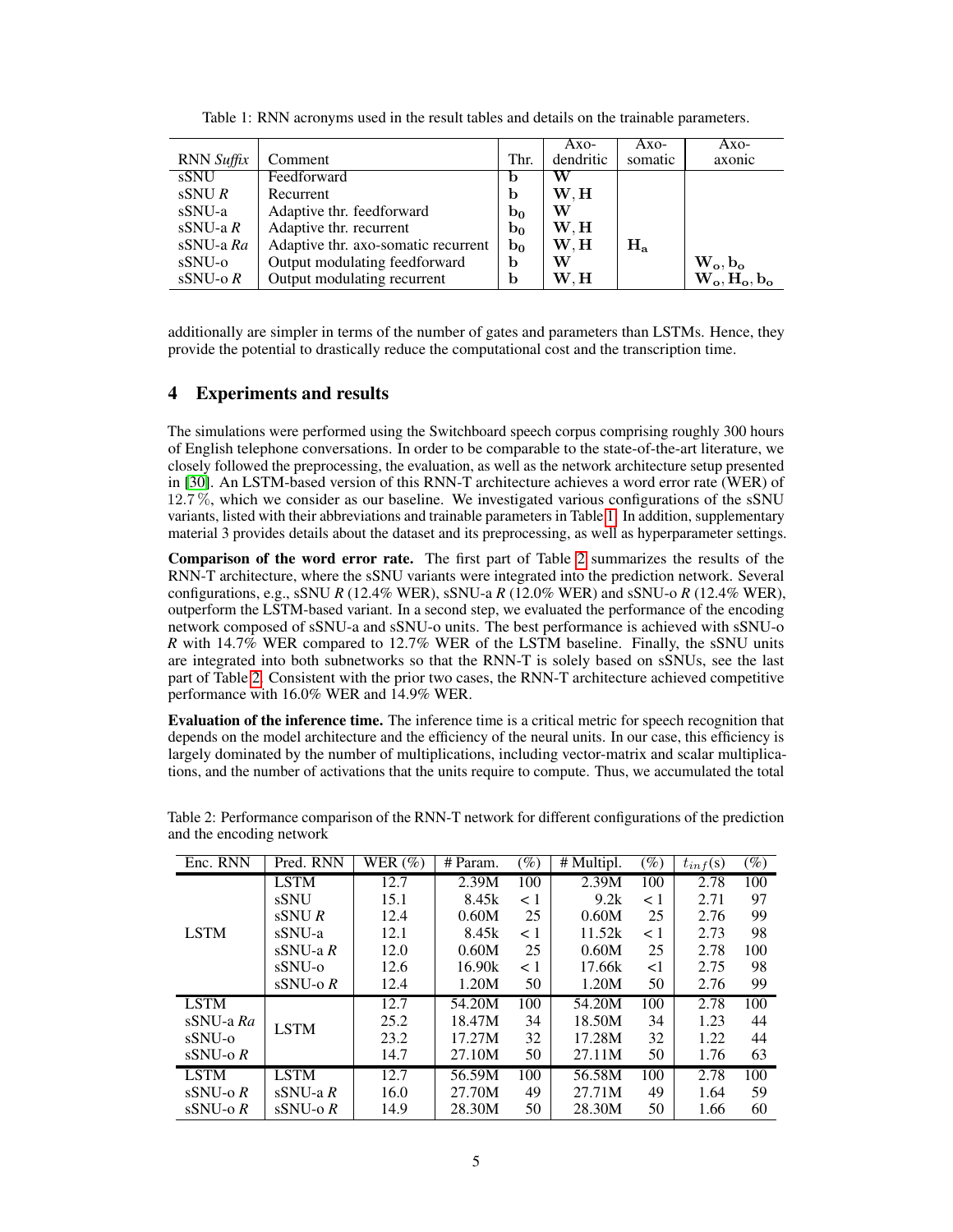Table 1: RNN acronyms used in the result tables and details on the trainable parameters.

| RNN *Suffix* | Comment | Thr. | Axo-dendritic | Axo-somatic | Axo-axonic |
|---|---|---|---|---|---|
| sSNU | Feedforward | $\mathbf{b}$ | $\mathbf{W}$ | | |
| sSNU *R* | Recurrent | $\mathbf{b}$ | $\mathbf{W}, \mathbf{H}$ | | |
| sSNU-a | Adaptive thr. feedforward | $\mathbf{b_0}$ | $\mathbf{W}$ | | |
| sSNU-a *R* | Adaptive thr. recurrent | $\mathbf{b_0}$ | $\mathbf{W}, \mathbf{H}$ | | |
| sSNU-a *Ra* | Adaptive thr. axo-somatic recurrent | $\mathbf{b_0}$ | $\mathbf{W}, \mathbf{H}$ | $\mathbf{H_a}$ | |
| sSNU-o | Output modulating feedforward | $\mathbf{b}$ | $\mathbf{W}$ | | $\mathbf{W_o}, \mathbf{b_o}$ |
| sSNU-o *R* | Output modulating recurrent | $\mathbf{b}$ | $\mathbf{W}, \mathbf{H}$ | | $\mathbf{W_o}, \mathbf{H_o}, \mathbf{b_o}$ |

additionally are simpler in terms of the number of gates and parameters than LSTMs. Hence, they provide the potential to drastically reduce the computational cost and the transcription time.

## 4 Experiments and results

The simulations were performed using the Switchboard speech corpus comprising roughly 300 hours of English telephone conversations. In order to be comparable to the state-of-the-art literature, we closely followed the preprocessing, the evaluation, as well as the network architecture setup presented in [30]. An LSTM-based version of this RNN-T architecture achieves a word error rate (WER) of 12.7 %, which we consider as our baseline. We investigated various configurations of the sSNU variants, listed with their abbreviations and trainable parameters in Table 1. In addition, supplementary material 3 provides details about the dataset and its preprocessing, as well as hyperparameter settings.

**Comparison of the word error rate.** The first part of Table 2 summarizes the results of the RNN-T architecture, where the sSNU variants were integrated into the prediction network. Several configurations, e.g., sSNU *R* (12.4% WER), sSNU-a *R* (12.0% WER) and sSNU-o *R* (12.4% WER), outperform the LSTM-based variant. In a second step, we evaluated the performance of the encoding network composed of sSNU-a and sSNU-o units. The best performance is achieved with sSNU-o *R* with 14.7% WER compared to 12.7% WER of the LSTM baseline. Finally, the sSNU units are integrated into both subnetworks so that the RNN-T is solely based on sSNUs, see the last part of Table 2. Consistent with the prior two cases, the RNN-T architecture achieved competitive performance with 16.0% WER and 14.9% WER.

**Evaluation of the inference time.** The inference time is a critical metric for speech recognition that depends on the model architecture and the efficiency of the neural units. In our case, this efficiency is largely dominated by the number of multiplications, including vector-matrix and scalar multiplications, and the number of activations that the units require to compute. Thus, we accumulated the total

Table 2: Performance comparison of the RNN-T network for different configurations of the prediction and the encoding network

| Enc. RNN | Pred. RNN | WER (%) | # Param. | (%) | # Multipl. | (%) | $t_{inf}$(s) | (%) |
|---|---|---|---|---|---|---|---|---|
| LSTM | LSTM | 12.7 | 2.39M | 100 | 2.39M | 100 | 2.78 | 100 |
| | sSNU | 15.1 | 8.45k | < 1 | 9.2k | < 1 | 2.71 | 97 |
| | sSNU *R* | 12.4 | 0.60M | 25 | 0.60M | 25 | 2.76 | 99 |
| | sSNU-a | 12.1 | 8.45k | < 1 | 11.52k | < 1 | 2.73 | 98 |
| | sSNU-a *R* | 12.0 | 0.60M | 25 | 0.60M | 25 | 2.78 | 100 |
| | sSNU-o | 12.6 | 16.90k | < 1 | 17.66k | <1 | 2.75 | 98 |
| | sSNU-o *R* | 12.4 | 1.20M | 50 | 1.20M | 50 | 2.76 | 99 |
| LSTM | LSTM | 12.7 | 54.20M | 100 | 54.20M | 100 | 2.78 | 100 |
| sSNU-a *Ra* | | 25.2 | 18.47M | 34 | 18.50M | 34 | 1.23 | 44 |
| sSNU-o | | 23.2 | 17.27M | 32 | 17.28M | 32 | 1.22 | 44 |
| sSNU-o *R* | | 14.7 | 27.10M | 50 | 27.11M | 50 | 1.76 | 63 |
| LSTM | LSTM | 12.7 | 56.59M | 100 | 56.58M | 100 | 2.78 | 100 |
| sSNU-o *R* | sSNU-a *R* | 16.0 | 27.70M | 49 | 27.71M | 49 | 1.64 | 59 |
| sSNU-o *R* | sSNU-o *R* | 14.9 | 28.30M | 50 | 28.30M | 50 | 1.66 | 60 |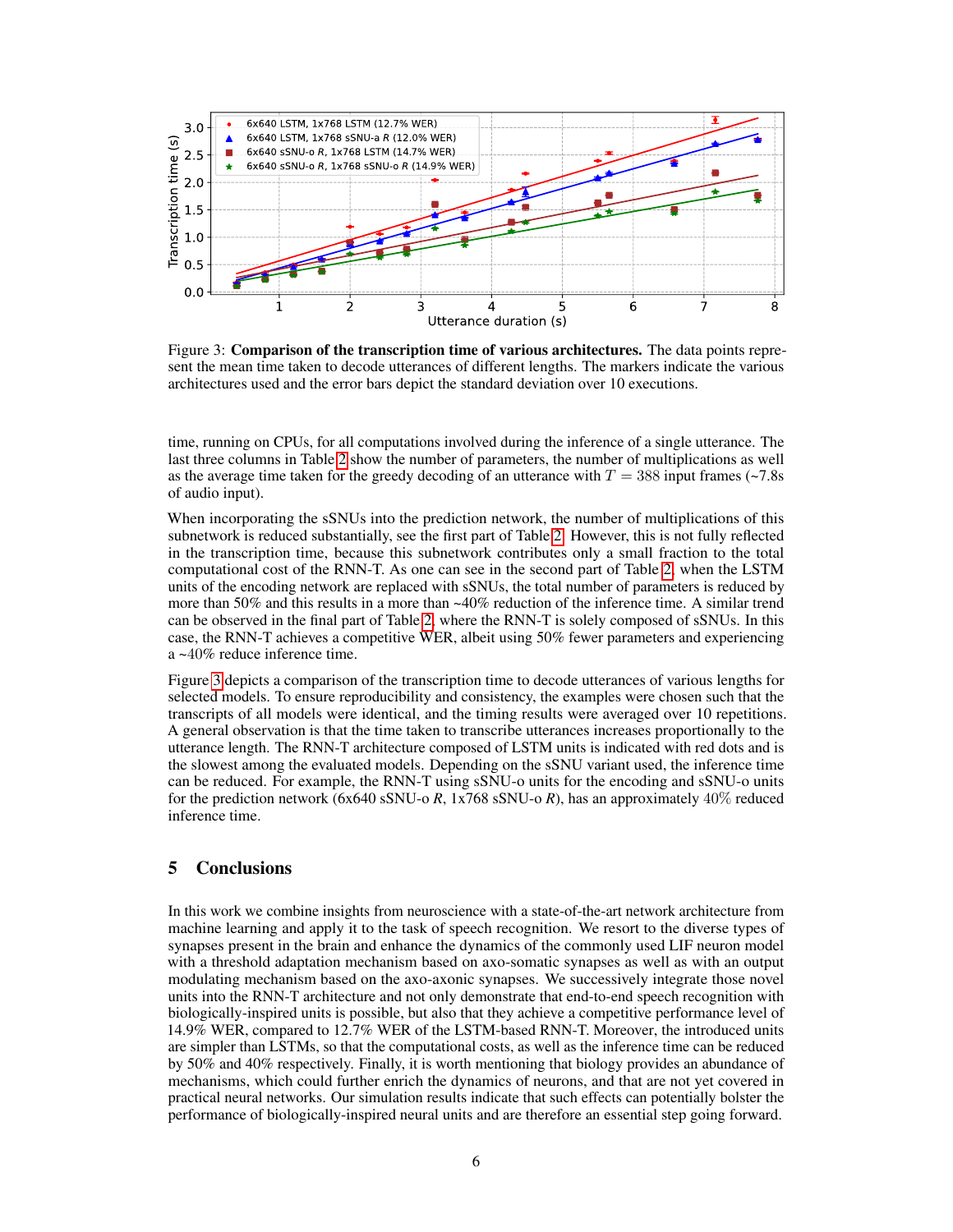Figure 3: **Comparison of the transcription time of various architectures.** The data points represent the mean time taken to decode utterances of different lengths. The markers indicate the various architectures used and the error bars depict the standard deviation over 10 executions.

time, running on CPUs, for all computations involved during the inference of a single utterance. The last three columns in Table 2 show the number of parameters, the number of multiplications as well as the average time taken for the greedy decoding of an utterance with $T = 388$ input frames (~7.8s of audio input).

When incorporating the sSNUs into the prediction network, the number of multiplications of this subnetwork is reduced substantially, see the first part of Table 2. However, this is not fully reflected in the transcription time, because this subnetwork contributes only a small fraction to the total computational cost of the RNN-T. As one can see in the second part of Table 2, when the LSTM units of the encoding network are replaced with sSNUs, the total number of parameters is reduced by more than 50% and this results in a more than ~40% reduction of the inference time. A similar trend can be observed in the final part of Table 2, where the RNN-T is solely composed of sSNUs. In this case, the RNN-T achieves a competitive WER, albeit using 50% fewer parameters and experiencing a ~40% reduce inference time.

Figure 3 depicts a comparison of the transcription time to decode utterances of various lengths for selected models. To ensure reproducibility and consistency, the examples were chosen such that the transcripts of all models were identical, and the timing results were averaged over 10 repetitions. A general observation is that the time taken to transcribe utterances increases proportionally to the utterance length. The RNN-T architecture composed of LSTM units is indicated with red dots and is the slowest among the evaluated models. Depending on the sSNU variant used, the inference time can be reduced. For example, the RNN-T using sSNU-o units for the encoding and sSNU-o units for the prediction network (6x640 sSNU-o $R$, 1x768 sSNU-o $R$), has an approximately 40% reduced inference time.

## 5 Conclusions

In this work we combine insights from neuroscience with a state-of-the-art network architecture from machine learning and apply it to the task of speech recognition. We resort to the diverse types of synapses present in the brain and enhance the dynamics of the commonly used LIF neuron model with a threshold adaptation mechanism based on axo-somatic synapses as well as with an output modulating mechanism based on the axo-axonic synapses. We successively integrate those novel units into the RNN-T architecture and not only demonstrate that end-to-end speech recognition with biologically-inspired units is possible, but also that they achieve a competitive performance level of 14.9% WER, compared to 12.7% WER of the LSTM-based RNN-T. Moreover, the introduced units are simpler than LSTMs, so that the computational costs, as well as the inference time can be reduced by 50% and 40% respectively. Finally, it is worth mentioning that biology provides an abundance of mechanisms, which could further enrich the dynamics of neurons, and that are not yet covered in practical neural networks. Our simulation results indicate that such effects can potentially bolster the performance of biologically-inspired neural units and are therefore an essential step going forward.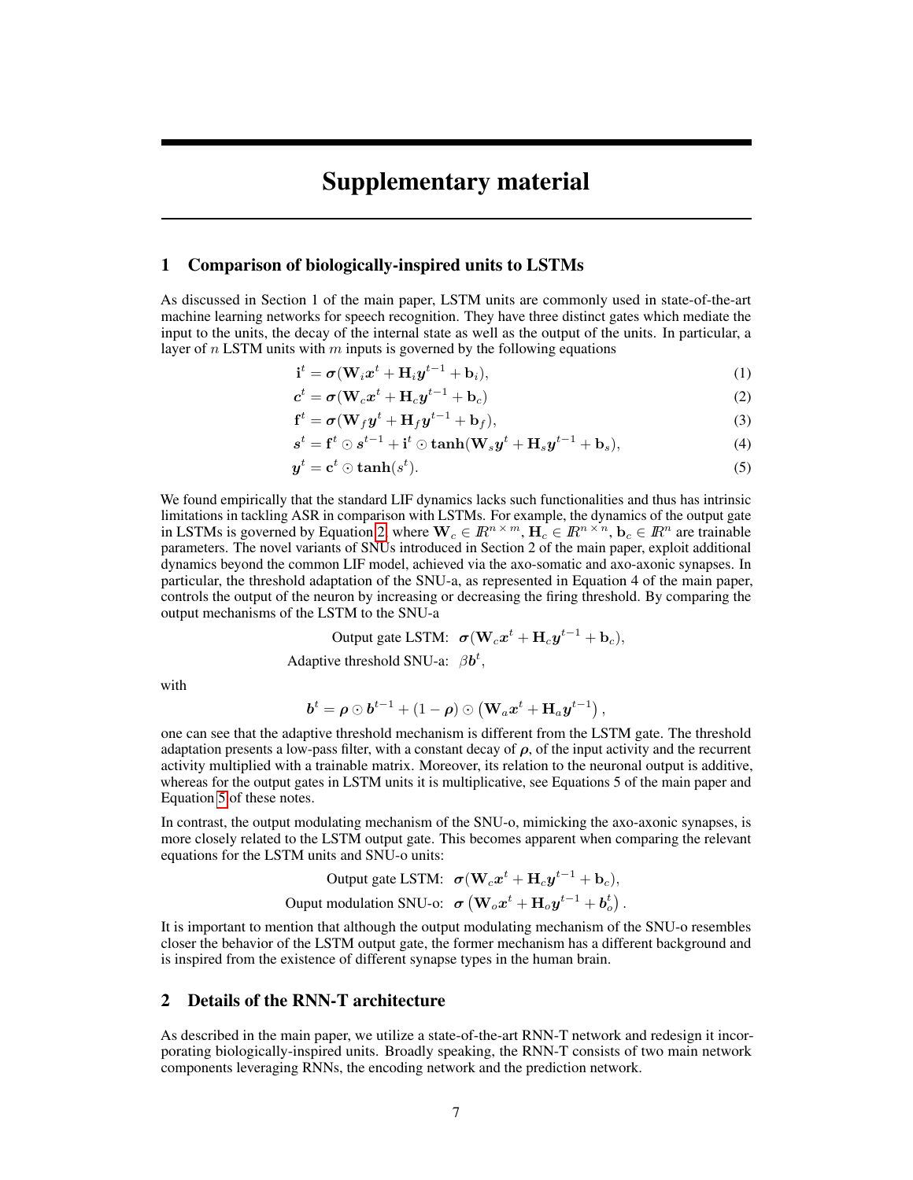# Supplementary material

## 1 Comparison of biologically-inspired units to LSTMs

As discussed in Section 1 of the main paper, LSTM units are commonly used in state-of-the-art machine learning networks for speech recognition. They have three distinct gates which mediate the input to the units, the decay of the internal state as well as the output of the units. In particular, a layer of $n$ LSTM units with $m$ inputs is governed by the following equations

$$\mathbf{i}^t = \boldsymbol{\sigma}(\mathbf{W}_i \boldsymbol{x}^t + \mathbf{H}_i \boldsymbol{y}^{t-1} + \mathbf{b}_i), \tag{1}$$

$$\boldsymbol{c}^t = \boldsymbol{\sigma}(\mathbf{W}_c \boldsymbol{x}^t + \mathbf{H}_c \boldsymbol{y}^{t-1} + \mathbf{b}_c) \tag{2}$$

$$\mathbf{f}^t = \boldsymbol{\sigma}(\mathbf{W}_f \boldsymbol{y}^t + \mathbf{H}_f \boldsymbol{y}^{t-1} + \mathbf{b}_f), \tag{3}$$

$$\boldsymbol{s}^t = \mathbf{f}^t \odot \boldsymbol{s}^{t-1} + \mathbf{i}^t \odot \mathbf{tanh}(\mathbf{W}_s \boldsymbol{y}^t + \mathbf{H}_s \boldsymbol{y}^{t-1} + \mathbf{b}_s), \tag{4}$$

$$\boldsymbol{y}^t = \mathbf{c}^t \odot \mathbf{tanh}(s^t). \tag{5}$$

We found empirically that the standard LIF dynamics lacks such functionalities and thus has intrinsic limitations in tackling ASR in comparison with LSTMs. For example, the dynamics of the output gate in LSTMs is governed by Equation 2, where $\mathbf{W}_c \in \mathbb{R}^{n \times m}$, $\mathbf{H}_c \in \mathbb{R}^{n \times n}$, $\mathbf{b}_c \in \mathbb{R}^n$ are trainable parameters. The novel variants of SNUs introduced in Section 2 of the main paper, exploit additional dynamics beyond the common LIF model, achieved via the axo-somatic and axo-axonic synapses. In particular, the threshold adaptation of the SNU-a, as represented in Equation 4 of the main paper, controls the output of the neuron by increasing or decreasing the firing threshold. By comparing the output mechanisms of the LSTM to the SNU-a

$$\text{Output gate LSTM: } \boldsymbol{\sigma}(\mathbf{W}_c \boldsymbol{x}^t + \mathbf{H}_c \boldsymbol{y}^{t-1} + \mathbf{b}_c),$$

$$\text{Adaptive threshold SNU-a: } \beta \boldsymbol{b}^t,$$

with

$$\boldsymbol{b}^t = \boldsymbol{\rho} \odot \boldsymbol{b}^{t-1} + (1 - \boldsymbol{\rho}) \odot \left(\mathbf{W}_a \boldsymbol{x}^t + \mathbf{H}_a \boldsymbol{y}^{t-1}\right),$$

one can see that the adaptive threshold mechanism is different from the LSTM gate. The threshold adaptation presents a low-pass filter, with a constant decay of $\boldsymbol{\rho}$, of the input activity and the recurrent activity multiplied with a trainable matrix. Moreover, its relation to the neuronal output is additive, whereas for the output gates in LSTM units it is multiplicative, see Equations 5 of the main paper and Equation 5 of these notes.

In contrast, the output modulating mechanism of the SNU-o, mimicking the axo-axonic synapses, is more closely related to the LSTM output gate. This becomes apparent when comparing the relevant equations for the LSTM units and SNU-o units:

$$\text{Output gate LSTM: } \boldsymbol{\sigma}(\mathbf{W}_c \boldsymbol{x}^t + \mathbf{H}_c \boldsymbol{y}^{t-1} + \mathbf{b}_c),$$

$$\text{Ouput modulation SNU-o: } \boldsymbol{\sigma}\left(\mathbf{W}_o \boldsymbol{x}^t + \mathbf{H}_o \boldsymbol{y}^{t-1} + \boldsymbol{b}_o^t\right).$$

It is important to mention that although the output modulating mechanism of the SNU-o resembles closer the behavior of the LSTM output gate, the former mechanism has a different background and is inspired from the existence of different synapse types in the human brain.

## 2 Details of the RNN-T architecture

As described in the main paper, we utilize a state-of-the-art RNN-T network and redesign it incorporating biologically-inspired units. Broadly speaking, the RNN-T consists of two main network components leveraging RNNs, the encoding network and the prediction network.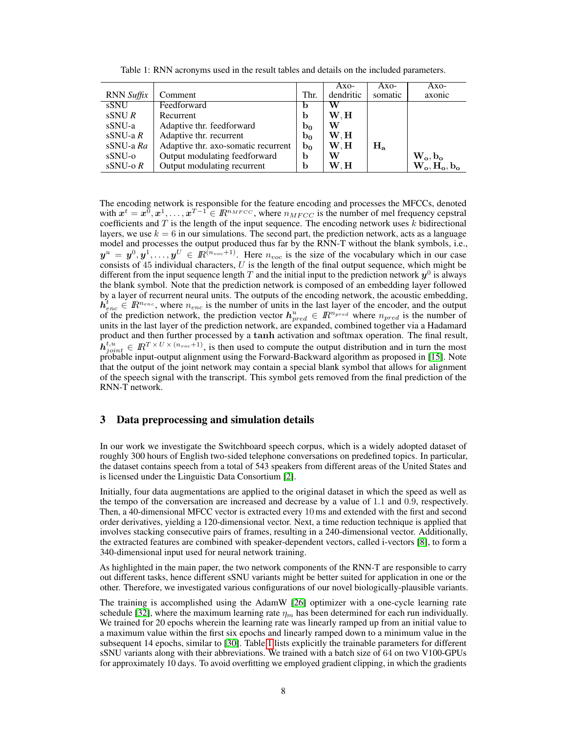Table 1: RNN acronyms used in the result tables and details on the included parameters.

| RNN *Suffix* | Comment | Thr. | Axo-dendritic | Axo-somatic | Axo-axonic |
|---|---|---|---|---|---|
| sSNU | Feedforward | $\mathbf{b}$ | $\mathbf{W}$ | | |
| sSNU *R* | Recurrent | $\mathbf{b}$ | $\mathbf{W}, \mathbf{H}$ | | |
| sSNU-a | Adaptive thr. feedforward | $\mathbf{b_0}$ | $\mathbf{W}$ | | |
| sSNU-a *R* | Adaptive thr. recurrent | $\mathbf{b_0}$ | $\mathbf{W}, \mathbf{H}$ | | |
| sSNU-a *Ra* | Adaptive thr. axo-somatic recurrent | $\mathbf{b_0}$ | $\mathbf{W}, \mathbf{H}$ | $\mathbf{H_a}$ | |
| sSNU-o | Output modulating feedforward | $\mathbf{b}$ | $\mathbf{W}$ | | $\mathbf{W_o}, \mathbf{b_o}$ |
| sSNU-o *R* | Output modulating recurrent | $\mathbf{b}$ | $\mathbf{W}, \mathbf{H}$ | | $\mathbf{W_o}, \mathbf{H_o}, \mathbf{b_o}$ |

The encoding network is responsible for the feature encoding and processes the MFCCs, denoted with $\boldsymbol{x}^t = \boldsymbol{x}^0, \boldsymbol{x}^1, \ldots, \boldsymbol{x}^{T-1} \in I\!R^{n_{MFCC}}$, where $n_{MFCC}$ is the number of mel frequency cepstral coefficients and $T$ is the length of the input sequence. The encoding network uses $k$ bidirectional layers, we use $k = 6$ in our simulations. The second part, the prediction network, acts as a language model and processes the output produced thus far by the RNN-T without the blank symbols, i.e., $\boldsymbol{y}^u = \boldsymbol{y}^0, \boldsymbol{y}^1, \ldots, \boldsymbol{y}^U \in I\!R^{(n_{voc}+1)}$. Here $n_{voc}$ is the size of the vocabulary which in our case consists of 45 individual characters, $U$ is the length of the final output sequence, which might be different from the input sequence length $T$ and the initial input to the prediction network $\boldsymbol{y}^0$ is always the blank symbol. Note that the prediction network is composed of an embedding layer followed by a layer of recurrent neural units. The outputs of the encoding network, the acoustic embedding, $\boldsymbol{h}^t_{enc} \in I\!R^{n_{enc}}$, where $n_{enc}$ is the number of units in the last layer of the encoder, and the output of the prediction network, the prediction vector $\boldsymbol{h}^u_{pred} \in I\!R^{n_{pred}}$ where $n_{pred}$ is the number of units in the last layer of the prediction network, are expanded, combined together via a Hadamard product and then further processed by a $\mathbf{tanh}$ activation and softmax operation. The final result, $\boldsymbol{h}^{t,u}_{joint} \in I\!R^{T \times U \times (n_{voc}+1)}$, is then used to compute the output distribution and in turn the most probable input-output alignment using the Forward-Backward algorithm as proposed in [15]. Note that the output of the joint network may contain a special blank symbol that allows for alignment of the speech signal with the transcript. This symbol gets removed from the final prediction of the RNN-T network.

## 3 Data preprocessing and simulation details

In our work we investigate the Switchboard speech corpus, which is a widely adopted dataset of roughly 300 hours of English two-sided telephone conversations on predefined topics. In particular, the dataset contains speech from a total of 543 speakers from different areas of the United States and is licensed under the Linguistic Data Consortium [2].

Initially, four data augmentations are applied to the original dataset in which the speed as well as the tempo of the conversation are increased and decrease by a value of 1.1 and 0.9, respectively. Then, a 40-dimensional MFCC vector is extracted every 10 ms and extended with the first and second order derivatives, yielding a 120-dimensional vector. Next, a time reduction technique is applied that involves stacking consecutive pairs of frames, resulting in a 240-dimensional vector. Additionally, the extracted features are combined with speaker-dependent vectors, called i-vectors [8], to form a 340-dimensional input used for neural network training.

As highlighted in the main paper, the two network components of the RNN-T are responsible to carry out different tasks, hence different sSNU variants might be better suited for application in one or the other. Therefore, we investigated various configurations of our novel biologically-plausible variants.

The training is accomplished using the AdamW [26] optimizer with a one-cycle learning rate schedule [32], where the maximum learning rate $\eta_m$ has been determined for each run individually. We trained for 20 epochs wherein the learning rate was linearly ramped up from an initial value to a maximum value within the first six epochs and linearly ramped down to a minimum value in the subsequent 14 epochs, similar to [30]. Table 1 lists explicitly the trainable parameters for different sSNU variants along with their abbreviations. We trained with a batch size of 64 on two V100-GPUs for approximately 10 days. To avoid overfitting we employed gradient clipping, in which the gradients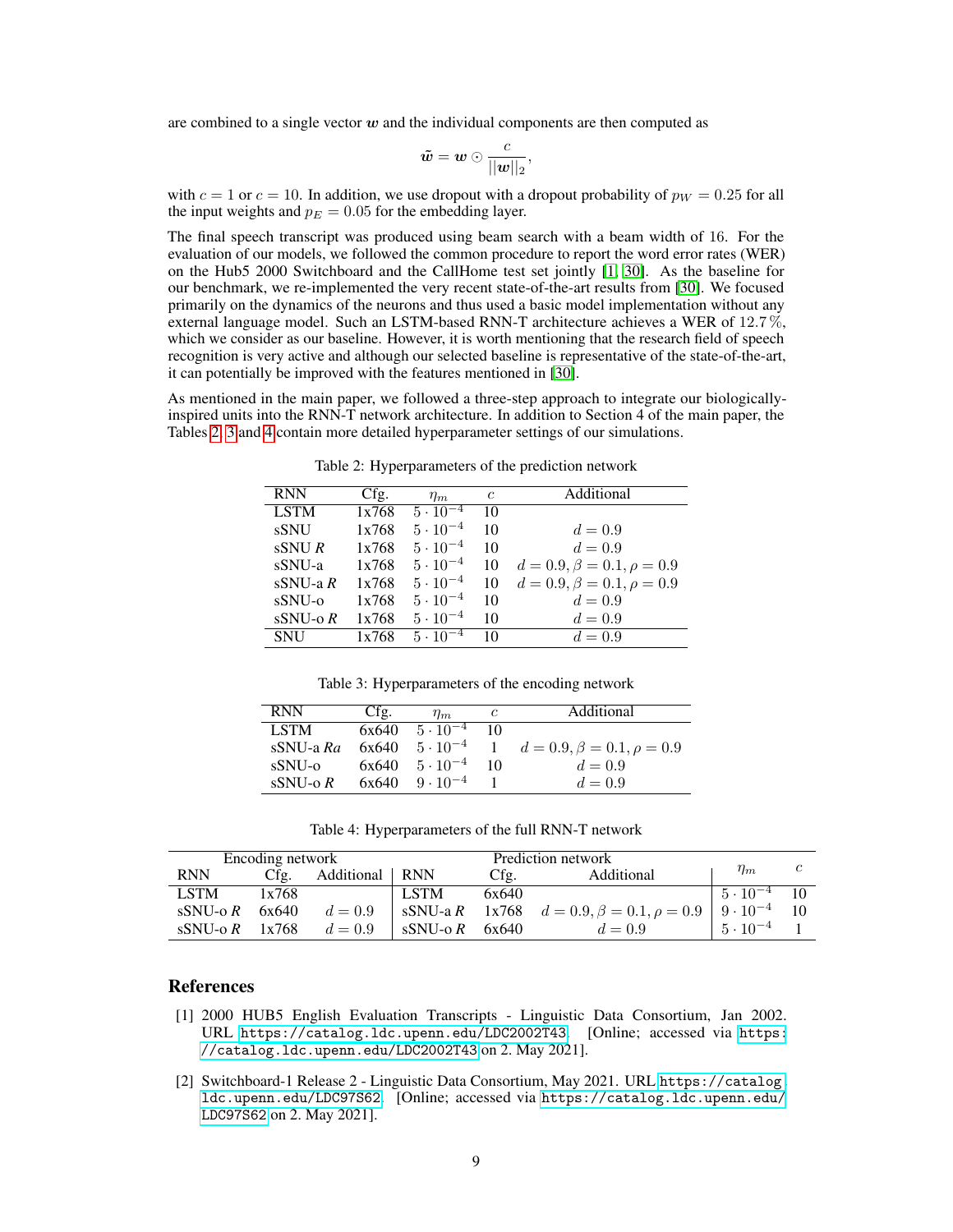are combined to a single vector $\boldsymbol{w}$ and the individual components are then computed as

$$\tilde{\boldsymbol{w}} = \boldsymbol{w} \odot \frac{c}{||\boldsymbol{w}||_2},$$

with $c = 1$ or $c = 10$. In addition, we use dropout with a dropout probability of $p_W = 0.25$ for all the input weights and $p_E = 0.05$ for the embedding layer.

The final speech transcript was produced using beam search with a beam width of 16. For the evaluation of our models, we followed the common procedure to report the word error rates (WER) on the Hub5 2000 Switchboard and the CallHome test set jointly [1, 30]. As the baseline for our benchmark, we re-implemented the very recent state-of-the-art results from [30]. We focused primarily on the dynamics of the neurons and thus used a basic model implementation without any external language model. Such an LSTM-based RNN-T architecture achieves a WER of 12.7 %, which we consider as our baseline. However, it is worth mentioning that the research field of speech recognition is very active and although our selected baseline is representative of the state-of-the-art, it can potentially be improved with the features mentioned in [30].

As mentioned in the main paper, we followed a three-step approach to integrate our biologically-inspired units into the RNN-T network architecture. In addition to Section 4 of the main paper, the Tables 2, 3 and 4 contain more detailed hyperparameter settings of our simulations.

Table 2: Hyperparameters of the prediction network

| RNN | Cfg. | $\eta_m$ | $c$ | Additional |
|---|---|---|---|---|
| LSTM | 1x768 | $5 \cdot 10^{-4}$ | 10 | |
| sSNU | 1x768 | $5 \cdot 10^{-4}$ | 10 | $d = 0.9$ |
| sSNU *R* | 1x768 | $5 \cdot 10^{-4}$ | 10 | $d = 0.9$ |
| sSNU-a | 1x768 | $5 \cdot 10^{-4}$ | 10 | $d = 0.9, \beta = 0.1, \rho = 0.9$ |
| sSNU-a *R* | 1x768 | $5 \cdot 10^{-4}$ | 10 | $d = 0.9, \beta = 0.1, \rho = 0.9$ |
| sSNU-o | 1x768 | $5 \cdot 10^{-4}$ | 10 | $d = 0.9$ |
| sSNU-o *R* | 1x768 | $5 \cdot 10^{-4}$ | 10 | $d = 0.9$ |
| SNU | 1x768 | $5 \cdot 10^{-4}$ | 10 | $d = 0.9$ |

Table 3: Hyperparameters of the encoding network

| RNN | Cfg. | $\eta_m$ | $c$ | Additional |
|---|---|---|---|---|
| LSTM | 6x640 | $5 \cdot 10^{-4}$ | 10 | |
| sSNU-a *Ra* | 6x640 | $5 \cdot 10^{-4}$ | 1 | $d = 0.9, \beta = 0.1, \rho = 0.9$ |
| sSNU-o | 6x640 | $5 \cdot 10^{-4}$ | 10 | $d = 0.9$ |
| sSNU-o *R* | 6x640 | $9 \cdot 10^{-4}$ | 1 | $d = 0.9$ |

Table 4: Hyperparameters of the full RNN-T network

| Encoding network | | | Prediction network | | | $\eta_m$ | $c$ |
|---|---|---|---|---|---|---|---|
| RNN | Cfg. | Additional | RNN | Cfg. | Additional | | |
| LSTM | 1x768 | | LSTM | 6x640 | | $5 \cdot 10^{-4}$ | 10 |
| sSNU-o *R* | 6x640 | $d = 0.9$ | sSNU-a *R* | 1x768 | $d = 0.9, \beta = 0.1, \rho = 0.9$ | $9 \cdot 10^{-4}$ | 10 |
| sSNU-o *R* | 1x768 | $d = 0.9$ | sSNU-o *R* | 6x640 | $d = 0.9$ | $5 \cdot 10^{-4}$ | 1 |

## References

[1] 2000 HUB5 English Evaluation Transcripts - Linguistic Data Consortium, Jan 2002. URL https://catalog.ldc.upenn.edu/LDC2002T43. [Online; accessed via https://catalog.ldc.upenn.edu/LDC2002T43 on 2. May 2021].

[2] Switchboard-1 Release 2 - Linguistic Data Consortium, May 2021. URL https://catalog.ldc.upenn.edu/LDC97S62. [Online; accessed via https://catalog.ldc.upenn.edu/LDC97S62 on 2. May 2021].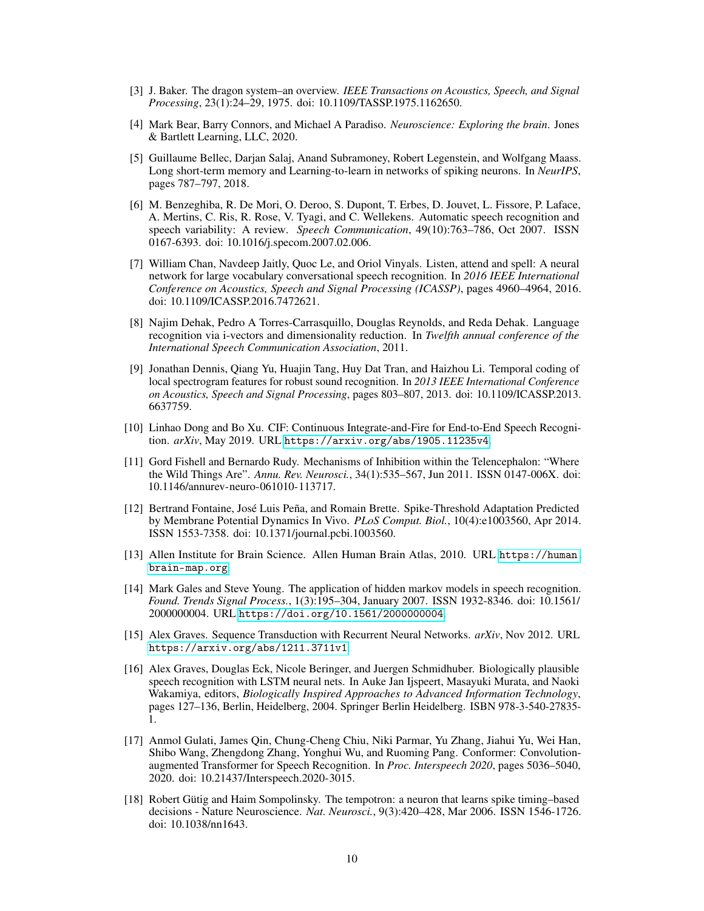[3] J. Baker. The dragon system–an overview. *IEEE Transactions on Acoustics, Speech, and Signal Processing*, 23(1):24–29, 1975. doi: 10.1109/TASSP.1975.1162650.

[4] Mark Bear, Barry Connors, and Michael A Paradiso. *Neuroscience: Exploring the brain*. Jones & Bartlett Learning, LLC, 2020.

[5] Guillaume Bellec, Darjan Salaj, Anand Subramoney, Robert Legenstein, and Wolfgang Maass. Long short-term memory and Learning-to-learn in networks of spiking neurons. In *NeurIPS*, pages 787–797, 2018.

[6] M. Benzeghiba, R. De Mori, O. Deroo, S. Dupont, T. Erbes, D. Jouvet, L. Fissore, P. Laface, A. Mertins, C. Ris, R. Rose, V. Tyagi, and C. Wellekens. Automatic speech recognition and speech variability: A review. *Speech Communication*, 49(10):763–786, Oct 2007. ISSN 0167-6393. doi: 10.1016/j.specom.2007.02.006.

[7] William Chan, Navdeep Jaitly, Quoc Le, and Oriol Vinyals. Listen, attend and spell: A neural network for large vocabulary conversational speech recognition. In *2016 IEEE International Conference on Acoustics, Speech and Signal Processing (ICASSP)*, pages 4960–4964, 2016. doi: 10.1109/ICASSP.2016.7472621.

[8] Najim Dehak, Pedro A Torres-Carrasquillo, Douglas Reynolds, and Reda Dehak. Language recognition via i-vectors and dimensionality reduction. In *Twelfth annual conference of the International Speech Communication Association*, 2011.

[9] Jonathan Dennis, Qiang Yu, Huajin Tang, Huy Dat Tran, and Haizhou Li. Temporal coding of local spectrogram features for robust sound recognition. In *2013 IEEE International Conference on Acoustics, Speech and Signal Processing*, pages 803–807, 2013. doi: 10.1109/ICASSP.2013.6637759.

[10] Linhao Dong and Bo Xu. CIF: Continuous Integrate-and-Fire for End-to-End Speech Recognition. *arXiv*, May 2019. URL https://arxiv.org/abs/1905.11235v4.

[11] Gord Fishell and Bernardo Rudy. Mechanisms of Inhibition within the Telencephalon: "Where the Wild Things Are". *Annu. Rev. Neurosci.*, 34(1):535–567, Jun 2011. ISSN 0147-006X. doi: 10.1146/annurev-neuro-061010-113717.

[12] Bertrand Fontaine, José Luis Peña, and Romain Brette. Spike-Threshold Adaptation Predicted by Membrane Potential Dynamics In Vivo. *PLoS Comput. Biol.*, 10(4):e1003560, Apr 2014. ISSN 1553-7358. doi: 10.1371/journal.pcbi.1003560.

[13] Allen Institute for Brain Science. Allen Human Brain Atlas, 2010. URL https://human.brain-map.org.

[14] Mark Gales and Steve Young. The application of hidden markov models in speech recognition. *Found. Trends Signal Process.*, 1(3):195–304, January 2007. ISSN 1932-8346. doi: 10.1561/2000000004. URL https://doi.org/10.1561/2000000004.

[15] Alex Graves. Sequence Transduction with Recurrent Neural Networks. *arXiv*, Nov 2012. URL https://arxiv.org/abs/1211.3711v1.

[16] Alex Graves, Douglas Eck, Nicole Beringer, and Juergen Schmidhuber. Biologically plausible speech recognition with LSTM neural nets. In Auke Jan Ijspeert, Masayuki Murata, and Naoki Wakamiya, editors, *Biologically Inspired Approaches to Advanced Information Technology*, pages 127–136, Berlin, Heidelberg, 2004. Springer Berlin Heidelberg. ISBN 978-3-540-27835-1.

[17] Anmol Gulati, James Qin, Chung-Cheng Chiu, Niki Parmar, Yu Zhang, Jiahui Yu, Wei Han, Shibo Wang, Zhengdong Zhang, Yonghui Wu, and Ruoming Pang. Conformer: Convolution-augmented Transformer for Speech Recognition. In *Proc. Interspeech 2020*, pages 5036–5040, 2020. doi: 10.21437/Interspeech.2020-3015.

[18] Robert Gütig and Haim Sompolinsky. The tempotron: a neuron that learns spike timing–based decisions - Nature Neuroscience. *Nat. Neurosci.*, 9(3):420–428, Mar 2006. ISSN 1546-1726. doi: 10.1038/nn1643.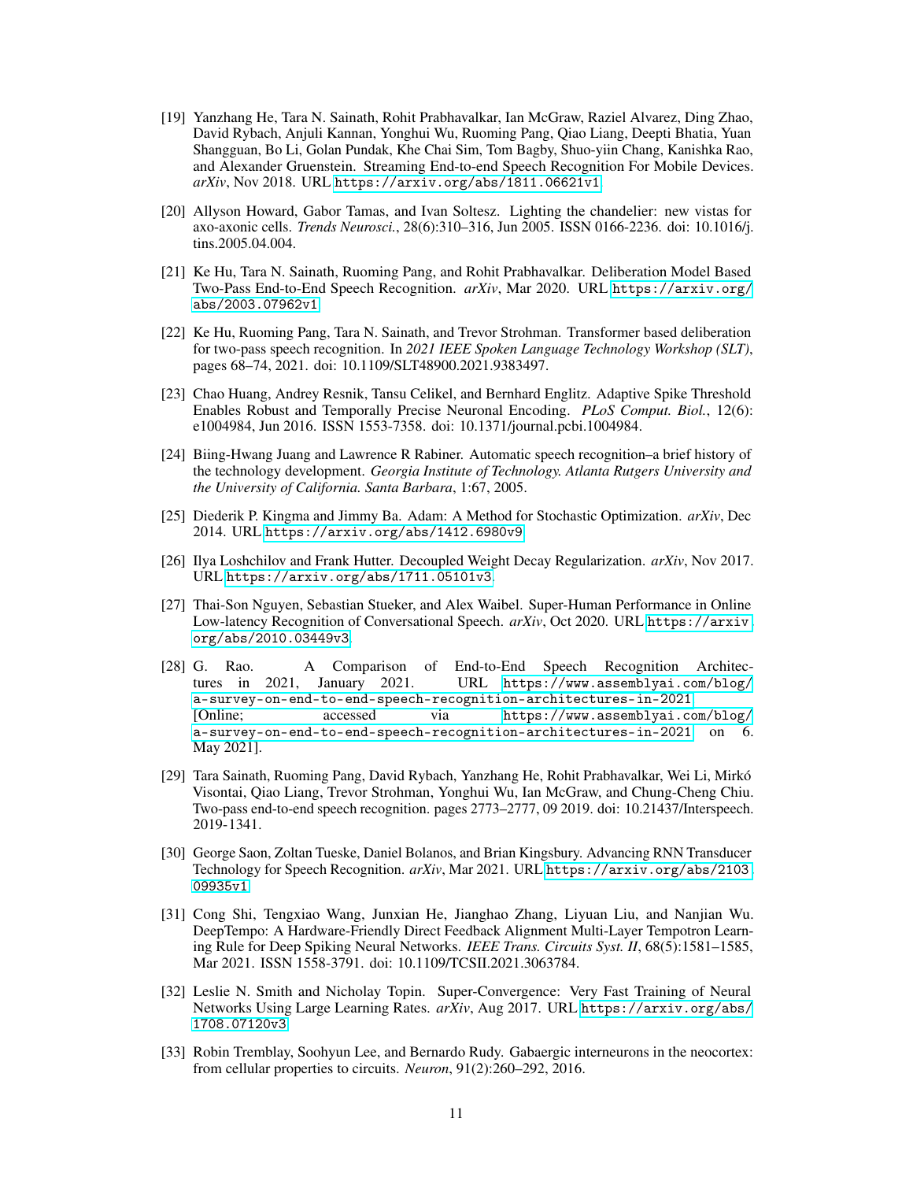[19] Yanzhang He, Tara N. Sainath, Rohit Prabhavalkar, Ian McGraw, Raziel Alvarez, Ding Zhao, David Rybach, Anjuli Kannan, Yonghui Wu, Ruoming Pang, Qiao Liang, Deepti Bhatia, Yuan Shangguan, Bo Li, Golan Pundak, Khe Chai Sim, Tom Bagby, Shuo-yiin Chang, Kanishka Rao, and Alexander Gruenstein. Streaming End-to-end Speech Recognition For Mobile Devices. *arXiv*, Nov 2018. URL `https://arxiv.org/abs/1811.06621v1`.

[20] Allyson Howard, Gabor Tamas, and Ivan Soltesz. Lighting the chandelier: new vistas for axo-axonic cells. *Trends Neurosci.*, 28(6):310–316, Jun 2005. ISSN 0166-2236. doi: 10.1016/j.tins.2005.04.004.

[21] Ke Hu, Tara N. Sainath, Ruoming Pang, and Rohit Prabhavalkar. Deliberation Model Based Two-Pass End-to-End Speech Recognition. *arXiv*, Mar 2020. URL `https://arxiv.org/abs/2003.07962v1`.

[22] Ke Hu, Ruoming Pang, Tara N. Sainath, and Trevor Strohman. Transformer based deliberation for two-pass speech recognition. In *2021 IEEE Spoken Language Technology Workshop (SLT)*, pages 68–74, 2021. doi: 10.1109/SLT48900.2021.9383497.

[23] Chao Huang, Andrey Resnik, Tansu Celikel, and Bernhard Englitz. Adaptive Spike Threshold Enables Robust and Temporally Precise Neuronal Encoding. *PLoS Comput. Biol.*, 12(6): e1004984, Jun 2016. ISSN 1553-7358. doi: 10.1371/journal.pcbi.1004984.

[24] Biing-Hwang Juang and Lawrence R Rabiner. Automatic speech recognition–a brief history of the technology development. *Georgia Institute of Technology. Atlanta Rutgers University and the University of California. Santa Barbara*, 1:67, 2005.

[25] Diederik P. Kingma and Jimmy Ba. Adam: A Method for Stochastic Optimization. *arXiv*, Dec 2014. URL `https://arxiv.org/abs/1412.6980v9`.

[26] Ilya Loshchilov and Frank Hutter. Decoupled Weight Decay Regularization. *arXiv*, Nov 2017. URL `https://arxiv.org/abs/1711.05101v3`.

[27] Thai-Son Nguyen, Sebastian Stueker, and Alex Waibel. Super-Human Performance in Online Low-latency Recognition of Conversational Speech. *arXiv*, Oct 2020. URL `https://arxiv.org/abs/2010.03449v3`.

[28] G. Rao. A Comparison of End-to-End Speech Recognition Architectures in 2021, January 2021. URL `https://www.assemblyai.com/blog/a-survey-on-end-to-end-speech-recognition-architectures-in-2021`. [Online; accessed via `https://www.assemblyai.com/blog/a-survey-on-end-to-end-speech-recognition-architectures-in-2021` on 6. May 2021].

[29] Tara Sainath, Ruoming Pang, David Rybach, Yanzhang He, Rohit Prabhavalkar, Wei Li, Mirkó Visontai, Qiao Liang, Trevor Strohman, Yonghui Wu, Ian McGraw, and Chung-Cheng Chiu. Two-pass end-to-end speech recognition. pages 2773–2777, 09 2019. doi: 10.21437/Interspeech.2019-1341.

[30] George Saon, Zoltan Tueske, Daniel Bolanos, and Brian Kingsbury. Advancing RNN Transducer Technology for Speech Recognition. *arXiv*, Mar 2021. URL `https://arxiv.org/abs/2103.09935v1`.

[31] Cong Shi, Tengxiao Wang, Junxian He, Jianghao Zhang, Liyuan Liu, and Nanjian Wu. DeepTempo: A Hardware-Friendly Direct Feedback Alignment Multi-Layer Tempotron Learning Rule for Deep Spiking Neural Networks. *IEEE Trans. Circuits Syst. II*, 68(5):1581–1585, Mar 2021. ISSN 1558-3791. doi: 10.1109/TCSII.2021.3063784.

[32] Leslie N. Smith and Nicholay Topin. Super-Convergence: Very Fast Training of Neural Networks Using Large Learning Rates. *arXiv*, Aug 2017. URL `https://arxiv.org/abs/1708.07120v3`.

[33] Robin Tremblay, Soohyun Lee, and Bernardo Rudy. Gabaergic interneurons in the neocortex: from cellular properties to circuits. *Neuron*, 91(2):260–292, 2016.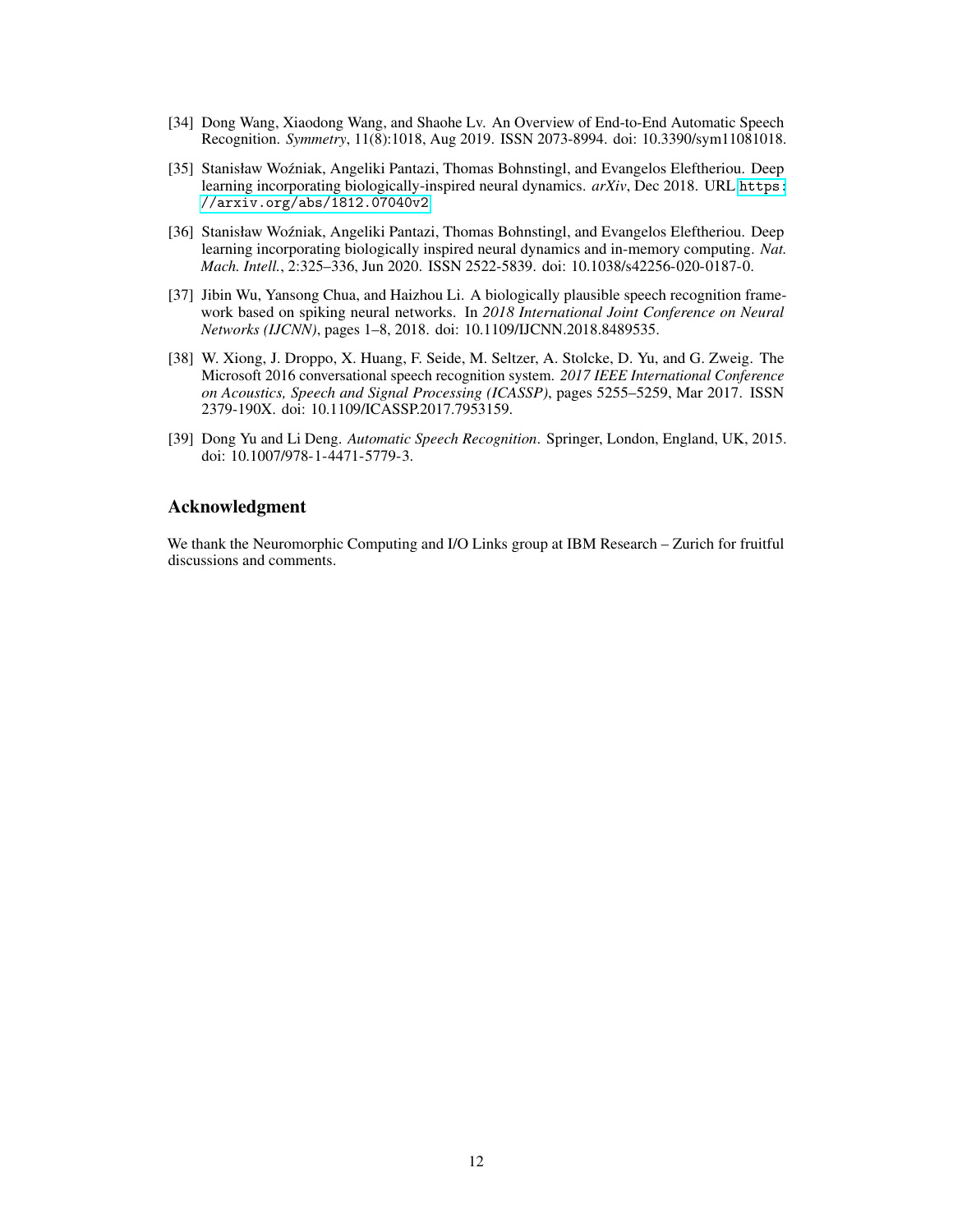[34] Dong Wang, Xiaodong Wang, and Shaohe Lv. An Overview of End-to-End Automatic Speech Recognition. *Symmetry*, 11(8):1018, Aug 2019. ISSN 2073-8994. doi: 10.3390/sym11081018.

[35] Stanisław Woźniak, Angeliki Pantazi, Thomas Bohnstingl, and Evangelos Eleftheriou. Deep learning incorporating biologically-inspired neural dynamics. *arXiv*, Dec 2018. URL `https://arxiv.org/abs/1812.07040v2`.

[36] Stanisław Woźniak, Angeliki Pantazi, Thomas Bohnstingl, and Evangelos Eleftheriou. Deep learning incorporating biologically inspired neural dynamics and in-memory computing. *Nat. Mach. Intell.*, 2:325–336, Jun 2020. ISSN 2522-5839. doi: 10.1038/s42256-020-0187-0.

[37] Jibin Wu, Yansong Chua, and Haizhou Li. A biologically plausible speech recognition framework based on spiking neural networks. In *2018 International Joint Conference on Neural Networks (IJCNN)*, pages 1–8, 2018. doi: 10.1109/IJCNN.2018.8489535.

[38] W. Xiong, J. Droppo, X. Huang, F. Seide, M. Seltzer, A. Stolcke, D. Yu, and G. Zweig. The Microsoft 2016 conversational speech recognition system. *2017 IEEE International Conference on Acoustics, Speech and Signal Processing (ICASSP)*, pages 5255–5259, Mar 2017. ISSN 2379-190X. doi: 10.1109/ICASSP.2017.7953159.

[39] Dong Yu and Li Deng. *Automatic Speech Recognition*. Springer, London, England, UK, 2015. doi: 10.1007/978-1-4471-5779-3.

## Acknowledgment

We thank the Neuromorphic Computing and I/O Links group at IBM Research – Zurich for fruitful discussions and comments.